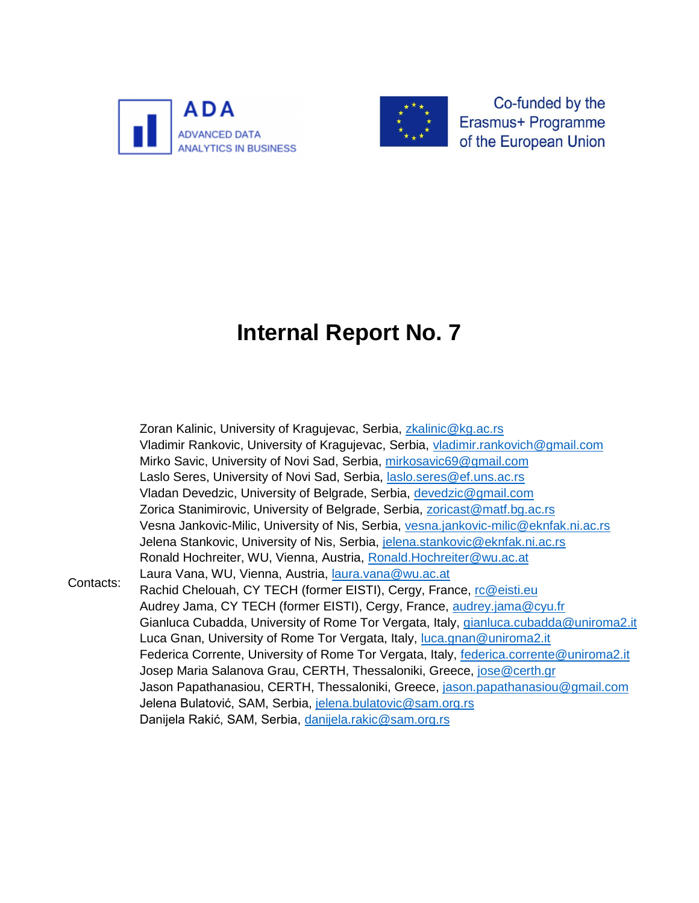ADA

ADVANCED DATA ANALYTICS IN BUSINESS

Co-funded by the Erasmus+ Programme of the European Union

# Internal Report No. 7

Contacts:

Zoran Kalinic, University of Kragujevac, Serbia, zkalinic@kg.ac.rs
Vladimir Rankovic, University of Kragujevac, Serbia, vladimir.rankovich@gmail.com
Mirko Savic, University of Novi Sad, Serbia, mirkosavic69@gmail.com
Laslo Seres, University of Novi Sad, Serbia, laslo.seres@ef.uns.ac.rs
Vladan Devedzic, University of Belgrade, Serbia, devedzic@gmail.com
Zorica Stanimirovic, University of Belgrade, Serbia, zoricast@matf.bg.ac.rs
Vesna Jankovic-Milic, University of Nis, Serbia, vesna.jankovic-milic@eknfak.ni.ac.rs
Jelena Stankovic, University of Nis, Serbia, jelena.stankovic@eknfak.ni.ac.rs
Ronald Hochreiter, WU, Vienna, Austria, Ronald.Hochreiter@wu.ac.at
Laura Vana, WU, Vienna, Austria, laura.vana@wu.ac.at
Rachid Chelouah, CY TECH (former EISTI), Cergy, France, rc@eisti.eu
Audrey Jama, CY TECH (former EISTI), Cergy, France, audrey.jama@cyu.fr
Gianluca Cubadda, University of Rome Tor Vergata, Italy, gianluca.cubadda@uniroma2.it
Luca Gnan, University of Rome Tor Vergata, Italy, luca.gnan@uniroma2.it
Federica Corrente, University of Rome Tor Vergata, Italy, federica.corrente@uniroma2.it
Josep Maria Salanova Grau, CERTH, Thessaloniki, Greece, jose@certh.gr
Jason Papathanasiou, CERTH, Thessaloniki, Greece, jason.papathanasiou@gmail.com
Jelena Bulatović, SAM, Serbia, jelena.bulatovic@sam.org.rs
Danijela Rakić, SAM, Serbia, danijela.rakic@sam.org.rs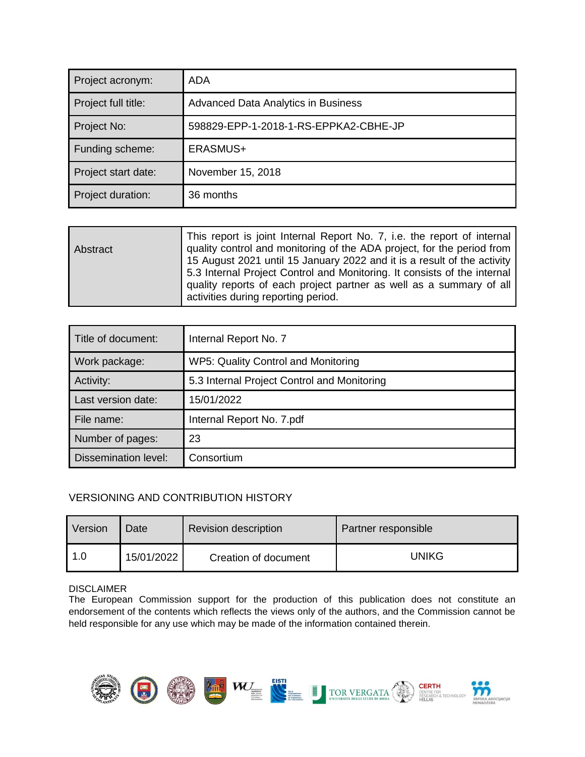| Project acronym: | ADA |
|---|---|
| Project full title: | Advanced Data Analytics in Business |
| Project No: | 598829-EPP-1-2018-1-RS-EPPKA2-CBHE-JP |
| Funding scheme: | ERASMUS+ |
| Project start date: | November 15, 2018 |
| Project duration: | 36 months |

| Abstract | This report is joint Internal Report No. 7, i.e. the report of internal quality control and monitoring of the ADA project, for the period from 15 August 2021 until 15 January 2022 and it is a result of the activity 5.3 Internal Project Control and Monitoring. It consists of the internal quality reports of each project partner as well as a summary of all activities during reporting period. |
|---|---|

| Title of document: | Internal Report No. 7 |
|---|---|
| Work package: | WP5: Quality Control and Monitoring |
| Activity: | 5.3 Internal Project Control and Monitoring |
| Last version date: | 15/01/2022 |
| File name: | Internal Report No. 7.pdf |
| Number of pages: | 23 |
| Dissemination level: | Consortium |

VERSIONING AND CONTRIBUTION HISTORY

| Version | Date | Revision description | Partner responsible |
|---|---|---|---|
| 1.0 | 15/01/2022 | Creation of document | UNIKG |

DISCLAIMER
The European Commission support for the production of this publication does not constitute an endorsement of the contents which reflects the views only of the authors, and the Commission cannot be held responsible for any use which may be made of the information contained therein.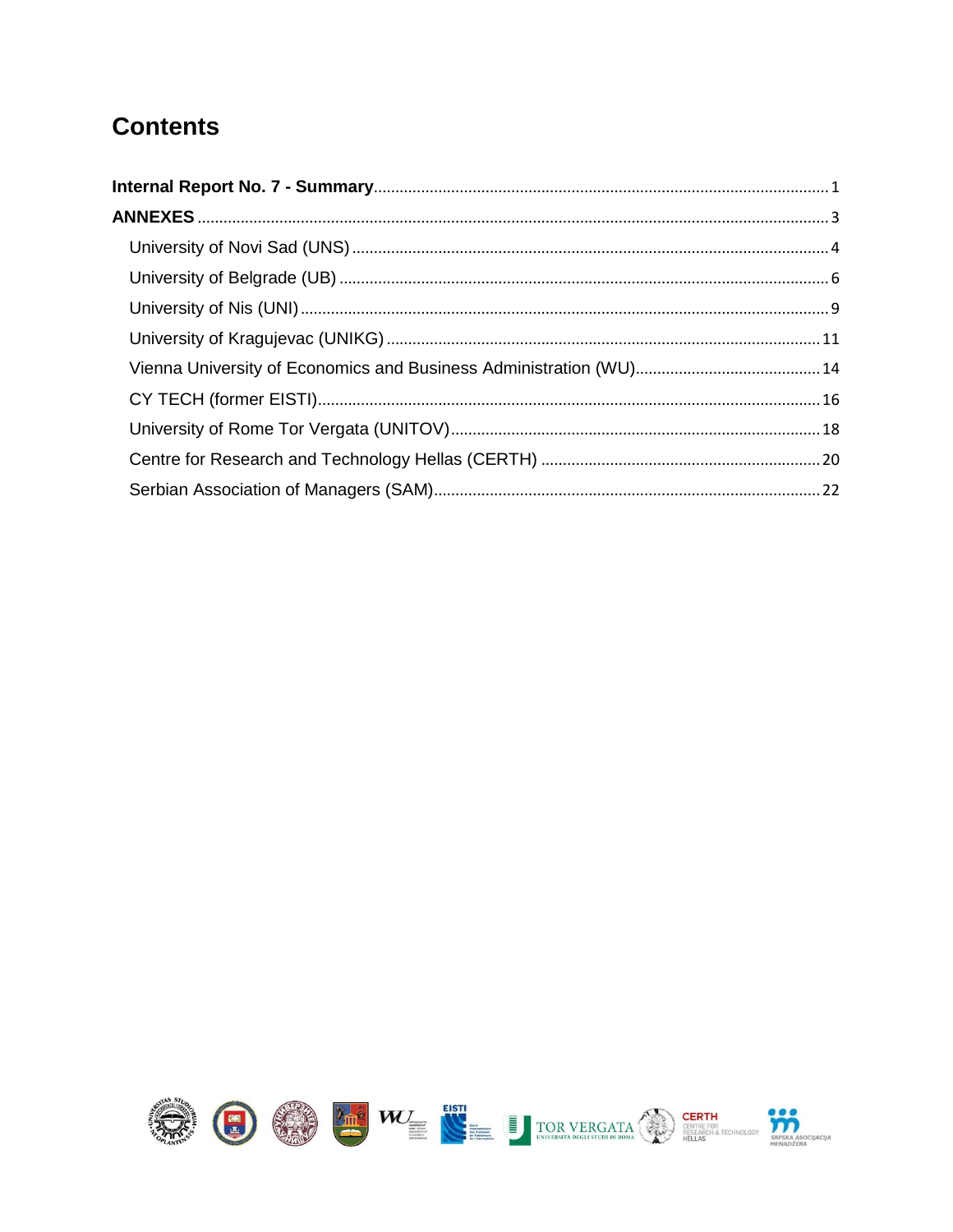# Contents

**Internal Report No. 7 - Summary** .......... 1

**ANNEXES** .......... 3

- University of Novi Sad (UNS) .......... 4
- University of Belgrade (UB) .......... 6
- University of Nis (UNI) .......... 9
- University of Kragujevac (UNIKG) .......... 11
- Vienna University of Economics and Business Administration (WU) .......... 14
- CY TECH (former EISTI) .......... 16
- University of Rome Tor Vergata (UNITOV) .......... 18
- Centre for Research and Technology Hellas (CERTH) .......... 20
- Serbian Association of Managers (SAM) .......... 22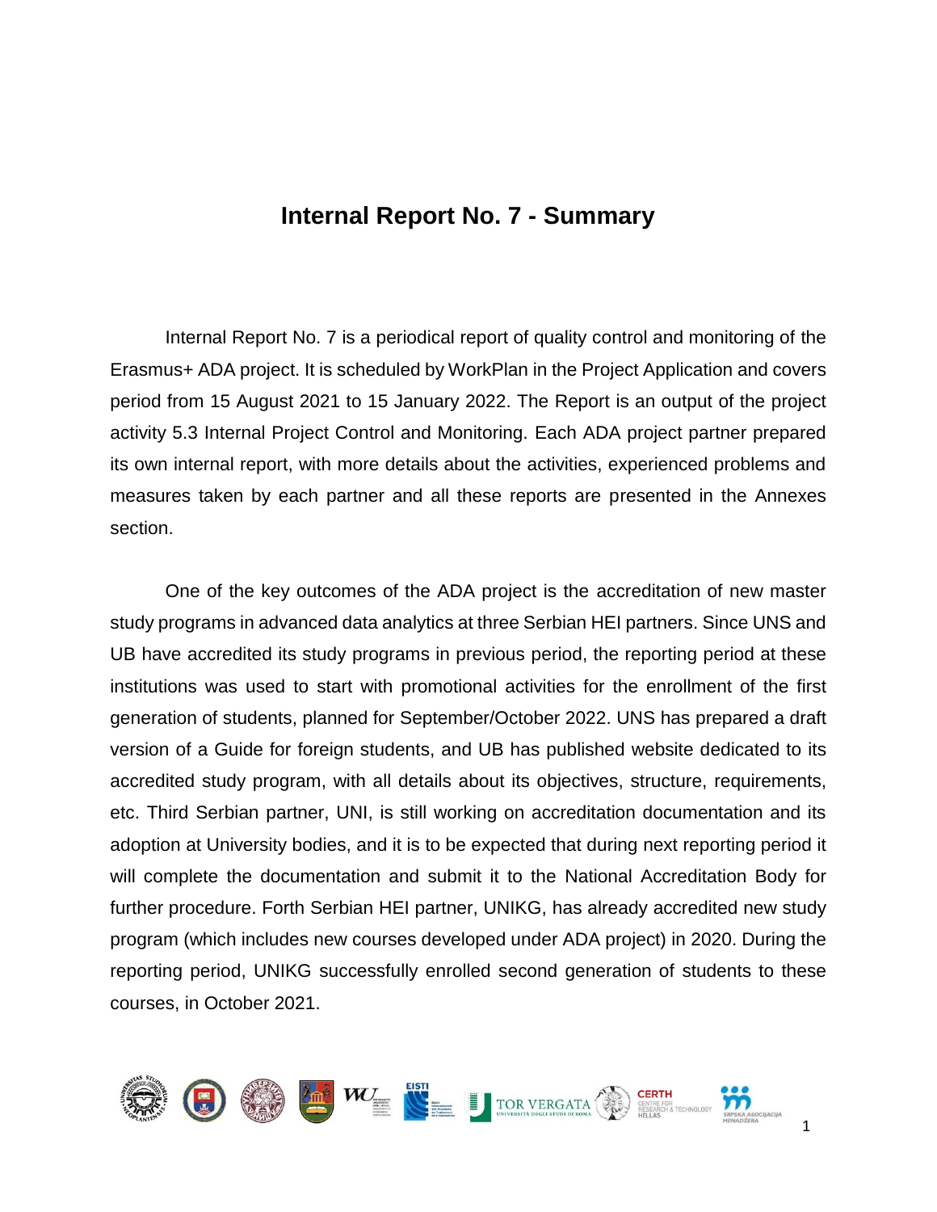# Internal Report No. 7 - Summary

Internal Report No. 7 is a periodical report of quality control and monitoring of the Erasmus+ ADA project. It is scheduled by WorkPlan in the Project Application and covers period from 15 August 2021 to 15 January 2022. The Report is an output of the project activity 5.3 Internal Project Control and Monitoring. Each ADA project partner prepared its own internal report, with more details about the activities, experienced problems and measures taken by each partner and all these reports are presented in the Annexes section.

One of the key outcomes of the ADA project is the accreditation of new master study programs in advanced data analytics at three Serbian HEI partners. Since UNS and UB have accredited its study programs in previous period, the reporting period at these institutions was used to start with promotional activities for the enrollment of the first generation of students, planned for September/October 2022. UNS has prepared a draft version of a Guide for foreign students, and UB has published website dedicated to its accredited study program, with all details about its objectives, structure, requirements, etc. Third Serbian partner, UNI, is still working on accreditation documentation and its adoption at University bodies, and it is to be expected that during next reporting period it will complete the documentation and submit it to the National Accreditation Body for further procedure. Forth Serbian HEI partner, UNIKG, has already accredited new study program (which includes new courses developed under ADA project) in 2020. During the reporting period, UNIKG successfully enrolled second generation of students to these courses, in October 2021.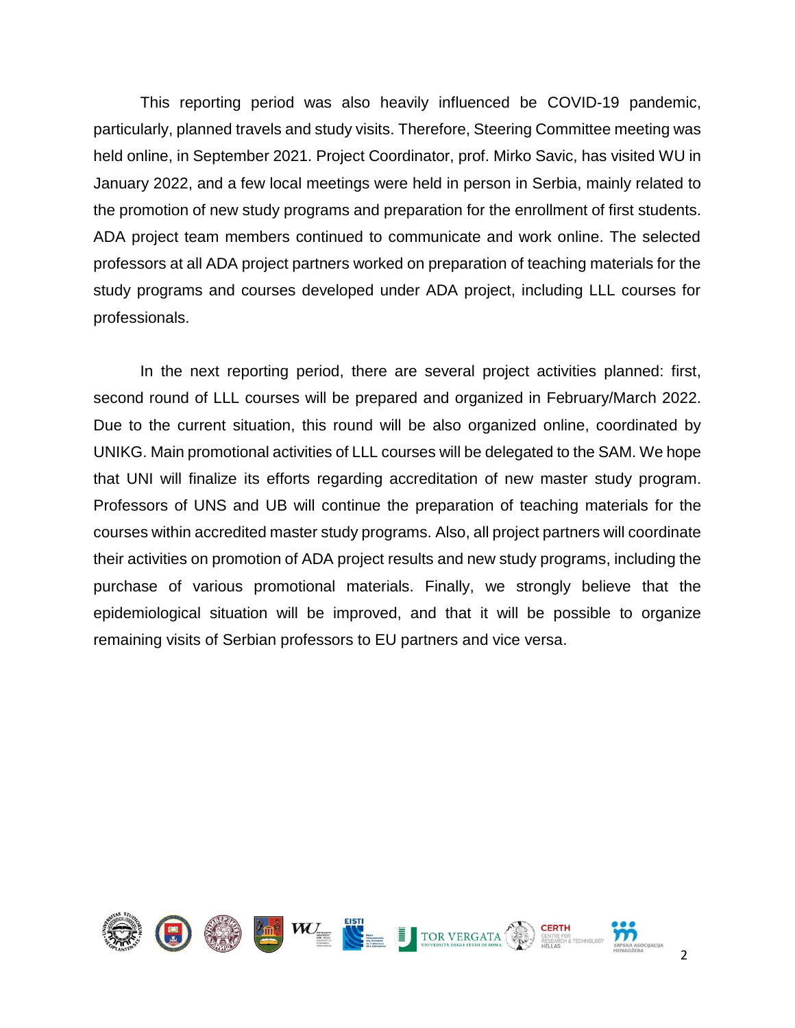This reporting period was also heavily influenced be COVID-19 pandemic, particularly, planned travels and study visits. Therefore, Steering Committee meeting was held online, in September 2021. Project Coordinator, prof. Mirko Savic, has visited WU in January 2022, and a few local meetings were held in person in Serbia, mainly related to the promotion of new study programs and preparation for the enrollment of first students. ADA project team members continued to communicate and work online. The selected professors at all ADA project partners worked on preparation of teaching materials for the study programs and courses developed under ADA project, including LLL courses for professionals.

In the next reporting period, there are several project activities planned: first, second round of LLL courses will be prepared and organized in February/March 2022. Due to the current situation, this round will be also organized online, coordinated by UNIKG. Main promotional activities of LLL courses will be delegated to the SAM. We hope that UNI will finalize its efforts regarding accreditation of new master study program. Professors of UNS and UB will continue the preparation of teaching materials for the courses within accredited master study programs. Also, all project partners will coordinate their activities on promotion of ADA project results and new study programs, including the purchase of various promotional materials. Finally, we strongly believe that the epidemiological situation will be improved, and that it will be possible to organize remaining visits of Serbian professors to EU partners and vice versa.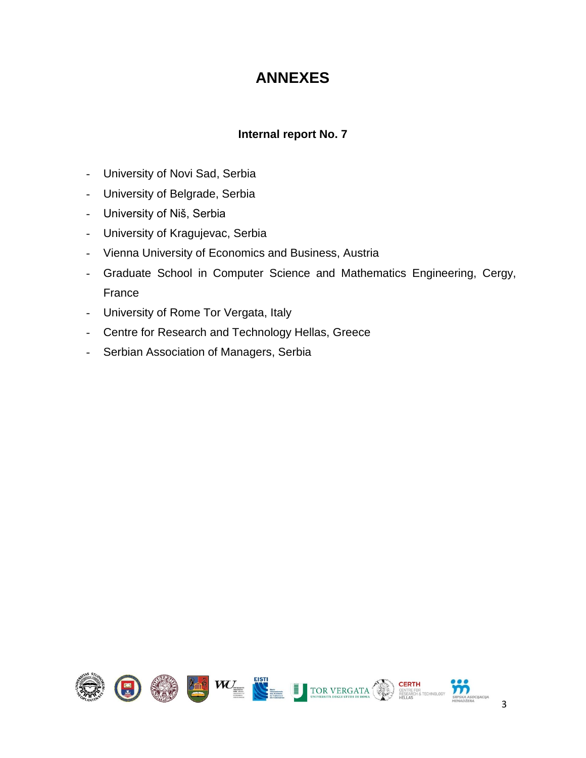# ANNEXES

### Internal report No. 7

- University of Novi Sad, Serbia
- University of Belgrade, Serbia
- University of Niš, Serbia
- University of Kragujevac, Serbia
- Vienna University of Economics and Business, Austria
- Graduate School in Computer Science and Mathematics Engineering, Cergy, France
- University of Rome Tor Vergata, Italy
- Centre for Research and Technology Hellas, Greece
- Serbian Association of Managers, Serbia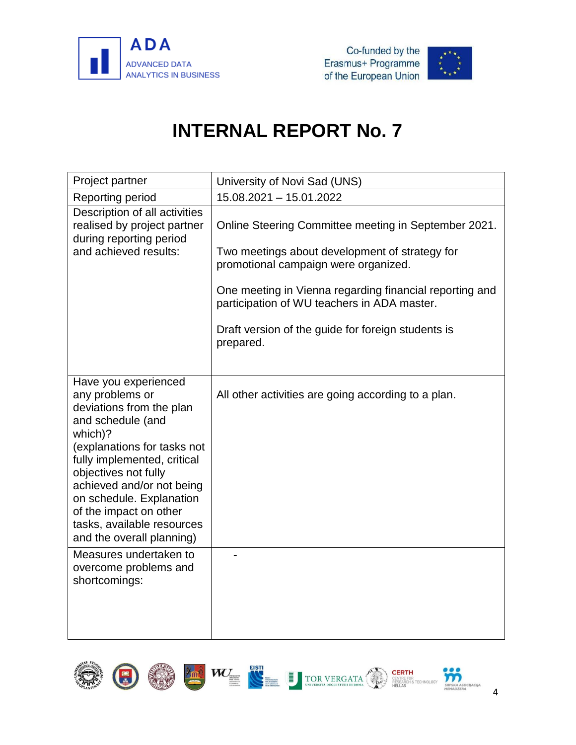# INTERNAL REPORT No. 7

| Project partner | University of Novi Sad (UNS) |
|---|---|
| Reporting period | 15.08.2021 – 15.01.2022 |
| Description of all activities realised by project partner during reporting period and achieved results: | Online Steering Committee meeting in September 2021.<br><br>Two meetings about development of strategy for promotional campaign were organized.<br><br>One meeting in Vienna regarding financial reporting and participation of WU teachers in ADA master.<br><br>Draft version of the guide for foreign students is prepared. |
| Have you experienced any problems or deviations from the plan and schedule (and which)?<br>(explanations for tasks not fully implemented, critical objectives not fully achieved and/or not being on schedule. Explanation of the impact on other tasks, available resources and the overall planning) | All other activities are going according to a plan. |
| Measures undertaken to overcome problems and shortcomings: | - |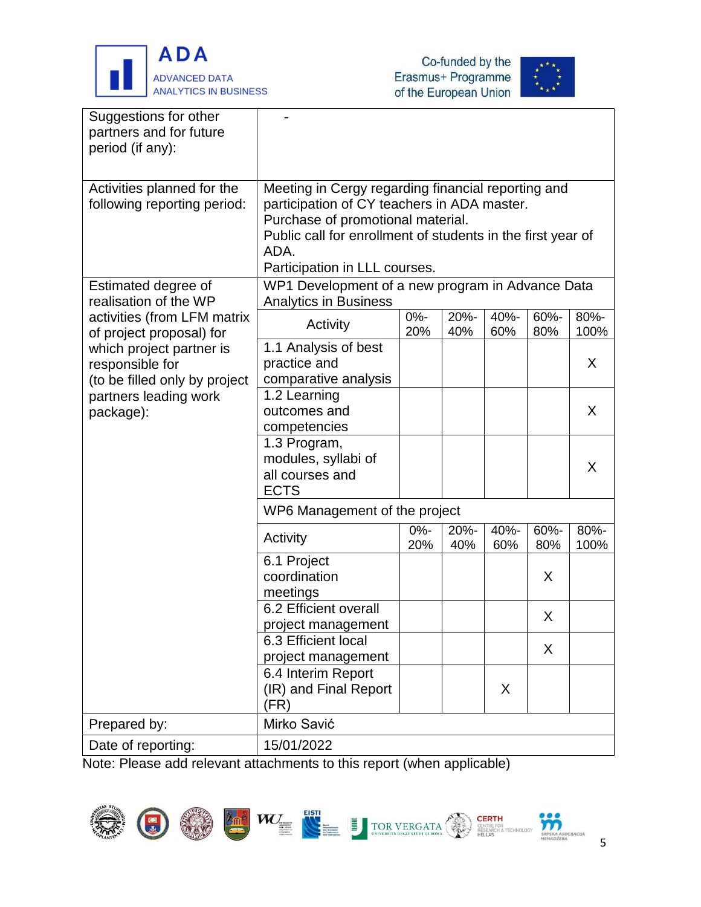| | | | | | | |
|---|---|---|---|---|---|---|
| Suggestions for other partners and for future period (if any): | - | | | | | |
| Activities planned for the following reporting period: | Meeting in Cergy regarding financial reporting and participation of CY teachers in ADA master.<br>Purchase of promotional material.<br>Public call for enrollment of students in the first year of ADA.<br>Participation in LLL courses. | | | | | |
| Estimated degree of realisation of the WP activities (from LFM matrix of project proposal) for which project partner is responsible for (to be filled only by project partners leading work package): | WP1 Development of a new program in Advance Data Analytics in Business | | | | | |
| | Activity | 0%-20% | 20%-40% | 40%-60% | 60%-80% | 80%-100% |
| | 1.1 Analysis of best practice and comparative analysis | | | | | X |
| | 1.2 Learning outcomes and competencies | | | | | X |
| | 1.3 Program, modules, syllabi of all courses and ECTS | | | | | X |
| | WP6 Management of the project | | | | | |
| | Activity | 0%-20% | 20%-40% | 40%-60% | 60%-80% | 80%-100% |
| | 6.1 Project coordination meetings | | | | X | |
| | 6.2 Efficient overall project management | | | | X | |
| | 6.3 Efficient local project management | | | | X | |
| | 6.4 Interim Report (IR) and Final Report (FR) | | | X | | |
| Prepared by: | Mirko Savić | | | | | |
| Date of reporting: | 15/01/2022 | | | | | |

Note: Please add relevant attachments to this report (when applicable)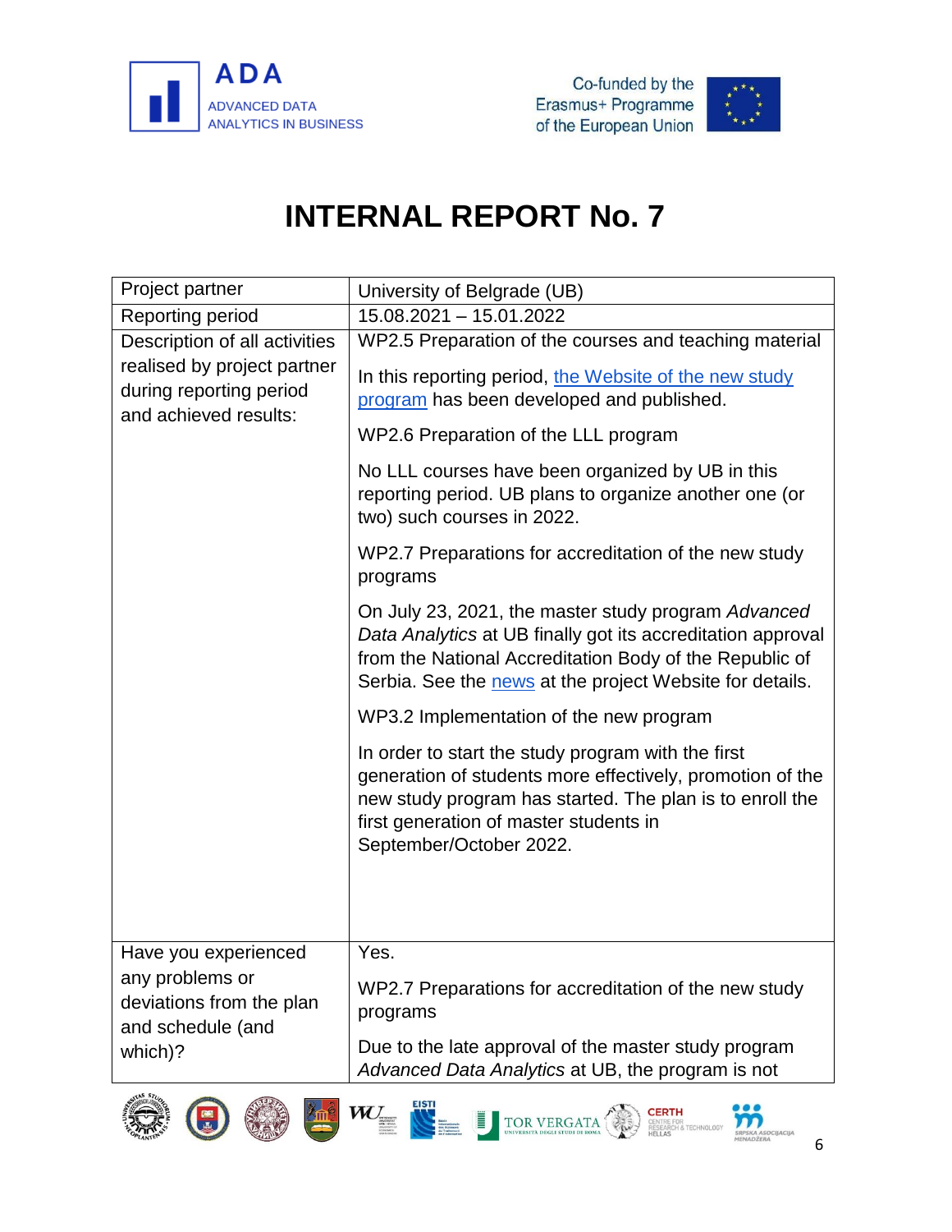# INTERNAL REPORT No. 7

| Project partner | University of Belgrade (UB) |
|---|---|
| Reporting period | 15.08.2021 – 15.01.2022 |
| Description of all activities realised by project partner during reporting period and achieved results: | WP2.5 Preparation of the courses and teaching material<br><br>In this reporting period, the Website of the new study program has been developed and published.<br><br>WP2.6 Preparation of the LLL program<br><br>No LLL courses have been organized by UB in this reporting period. UB plans to organize another one (or two) such courses in 2022.<br><br>WP2.7 Preparations for accreditation of the new study programs<br><br>On July 23, 2021, the master study program *Advanced Data Analytics* at UB finally got its accreditation approval from the National Accreditation Body of the Republic of Serbia. See the news at the project Website for details.<br><br>WP3.2 Implementation of the new program<br><br>In order to start the study program with the first generation of students more effectively, promotion of the new study program has started. The plan is to enroll the first generation of master students in September/October 2022. |
| Have you experienced any problems or deviations from the plan and schedule (and which)? | Yes.<br><br>WP2.7 Preparations for accreditation of the new study programs<br><br>Due to the late approval of the master study program *Advanced Data Analytics* at UB, the program is not |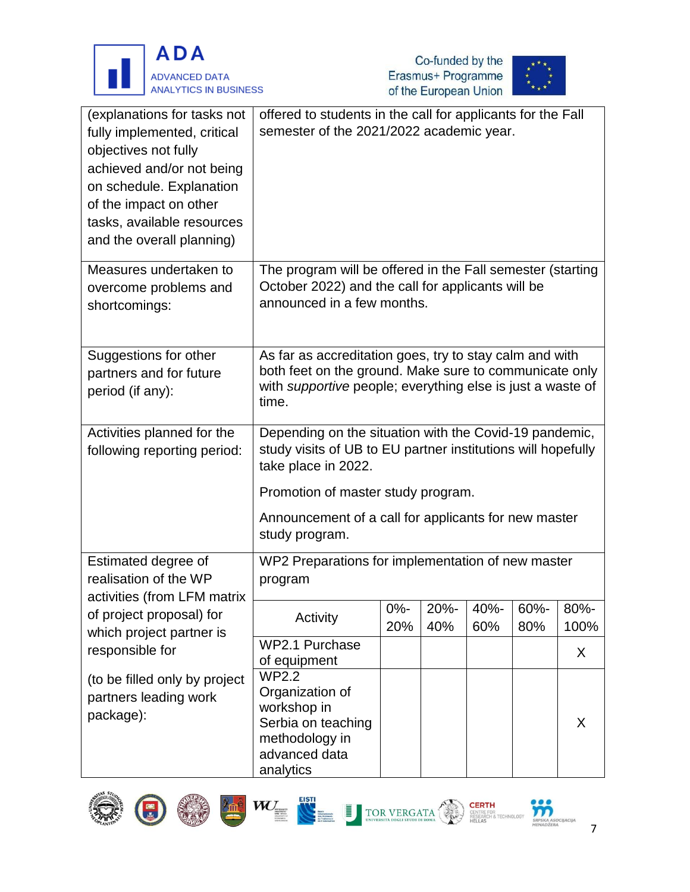| | |
|---|---|
| (explanations for tasks not fully implemented, critical objectives not fully achieved and/or not being on schedule. Explanation of the impact on other tasks, available resources and the overall planning) | offered to students in the call for applicants for the Fall semester of the 2021/2022 academic year. |
| Measures undertaken to overcome problems and shortcomings: | The program will be offered in the Fall semester (starting October 2022) and the call for applicants will be announced in a few months. |
| Suggestions for other partners and for future period (if any): | As far as accreditation goes, try to stay calm and with both feet on the ground. Make sure to communicate only with *supportive* people; everything else is just a waste of time. |
| Activities planned for the following reporting period: | Depending on the situation with the Covid-19 pandemic, study visits of UB to EU partner institutions will hopefully take place in 2022.<br><br>Promotion of master study program.<br><br>Announcement of a call for applicants for new master study program. |
| Estimated degree of realisation of the WP activities (from LFM matrix of project proposal) for which project partner is responsible for<br><br>(to be filled only by project partners leading work package): | WP2 Preparations for implementation of new master program |

| Activity | 0%-20% | 20%-40% | 40%-60% | 60%-80% | 80%-100% |
|---|---|---|---|---|---|
| WP2.1 Purchase of equipment | | | | | X |
| WP2.2 Organization of workshop in Serbia on teaching methodology in advanced data analytics | | | | | X |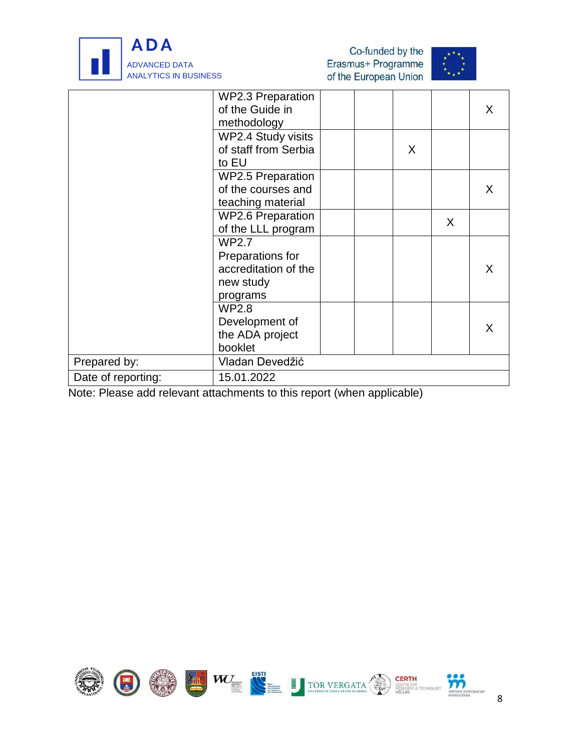| | | | | | | |
|---|---|---|---|---|---|---|
| | WP2.3 Preparation of the Guide in methodology | | | | | X |
| | WP2.4 Study visits of staff from Serbia to EU | | | X | | |
| | WP2.5 Preparation of the courses and teaching material | | | | | X |
| | WP2.6 Preparation of the LLL program | | | | X | |
| | WP2.7 Preparations for accreditation of the new study programs | | | | | X |
| | WP2.8 Development of the ADA project booklet | | | | | X |
| Prepared by: | Vladan Devedžić | | | | | |
| Date of reporting: | 15.01.2022 | | | | | |

Note: Please add relevant attachments to this report (when applicable)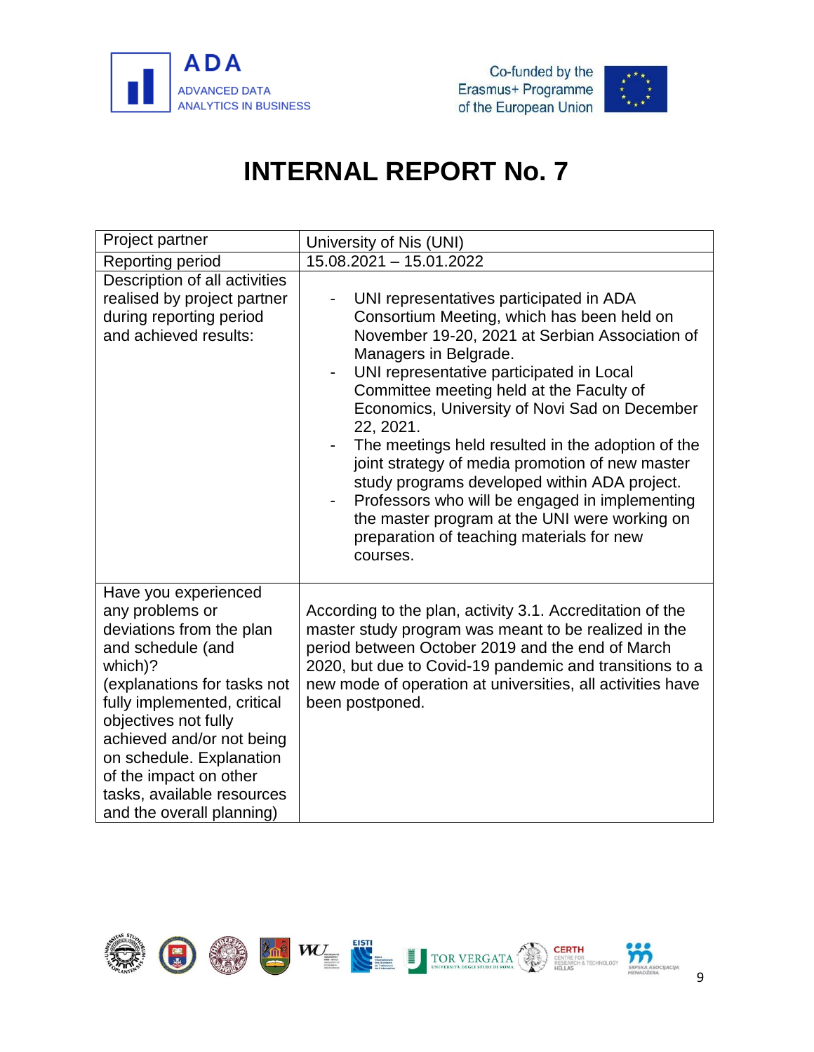# INTERNAL REPORT No. 7

| Project partner | University of Nis (UNI) |
| --- | --- |
| Reporting period | 15.08.2021 – 15.01.2022 |
| Description of all activities realised by project partner during reporting period and achieved results: | - UNI representatives participated in ADA Consortium Meeting, which has been held on November 19-20, 2021 at Serbian Association of Managers in Belgrade.<br>- UNI representative participated in Local Committee meeting held at the Faculty of Economics, University of Novi Sad on December 22, 2021.<br>- The meetings held resulted in the adoption of the joint strategy of media promotion of new master study programs developed within ADA project.<br>- Professors who will be engaged in implementing the master program at the UNI were working on preparation of teaching materials for new courses. |
| Have you experienced any problems or deviations from the plan and schedule (and which)? (explanations for tasks not fully implemented, critical objectives not fully achieved and/or not being on schedule. Explanation of the impact on other tasks, available resources and the overall planning) | According to the plan, activity 3.1. Accreditation of the master study program was meant to be realized in the period between October 2019 and the end of March 2020, but due to Covid-19 pandemic and transitions to a new mode of operation at universities, all activities have been postponed. |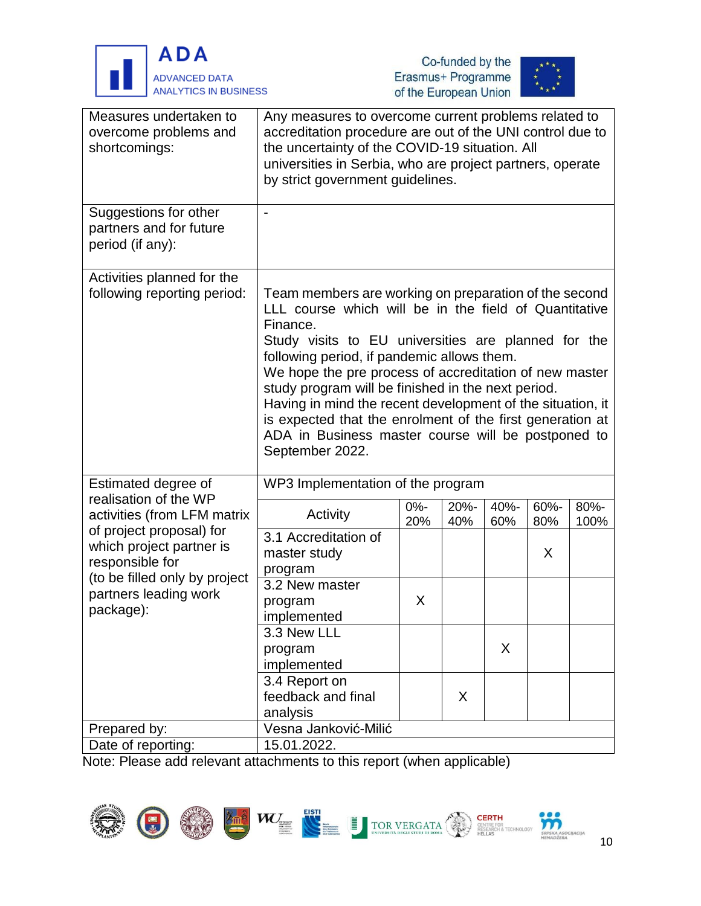| | |
|---|---|
| Measures undertaken to overcome problems and shortcomings: | Any measures to overcome current problems related to accreditation procedure are out of the UNI control due to the uncertainty of the COVID-19 situation. All universities in Serbia, who are project partners, operate by strict government guidelines. |
| Suggestions for other partners and for future period (if any): | - |
| Activities planned for the following reporting period: | Team members are working on preparation of the second LLL course which will be in the field of Quantitative Finance.<br>Study visits to EU universities are planned for the following period, if pandemic allows them.<br>We hope the pre process of accreditation of new master study program will be finished in the next period.<br>Having in mind the recent development of the situation, it is expected that the enrolment of the first generation at ADA in Business master course will be postponed to September 2022. |

Estimated degree of realisation of the WP activities (from LFM matrix of project proposal) for which project partner is responsible for (to be filled only by project partners leading work package):

WP3 Implementation of the program

| Activity | 0%-20% | 20%-40% | 40%-60% | 60%-80% | 80%-100% |
|---|---|---|---|---|---|
| 3.1 Accreditation of master study program | | | | X | |
| 3.2 New master program implemented | X | | | | |
| 3.3 New LLL program implemented | | | X | | |
| 3.4 Report on feedback and final analysis | | X | | | |

| | |
|---|---|
| Prepared by: | Vesna Janković-Milić |
| Date of reporting: | 15.01.2022. |

Note: Please add relevant attachments to this report (when applicable)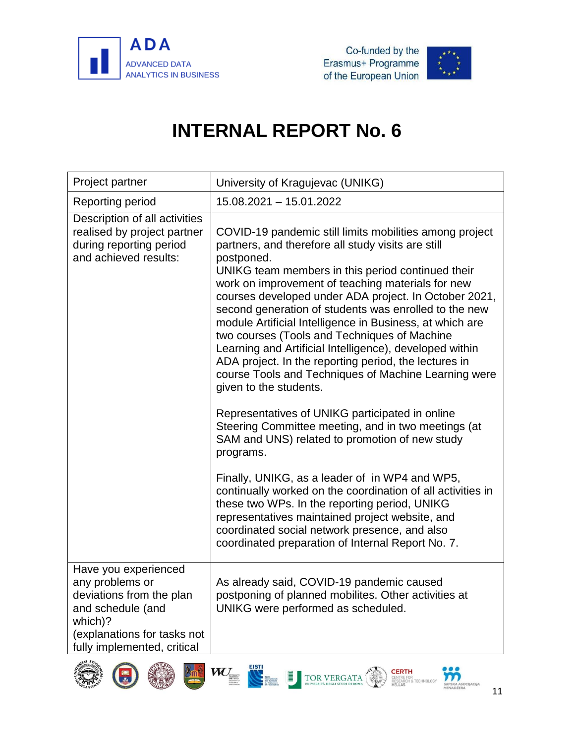# INTERNAL REPORT No. 6

| Project partner | University of Kragujevac (UNIKG) |
|---|---|
| Reporting period | 15.08.2021 – 15.01.2022 |
| Description of all activities realised by project partner during reporting period and achieved results: | COVID-19 pandemic still limits mobilities among project partners, and therefore all study visits are still postponed.<br>UNIKG team members in this period continued their work on improvement of teaching materials for new courses developed under ADA project. In October 2021, second generation of students was enrolled to the new module Artificial Intelligence in Business, at which are two courses (Tools and Techniques of Machine Learning and Artificial Intelligence), developed within ADA project. In the reporting period, the lectures in course Tools and Techniques of Machine Learning were given to the students.<br><br>Representatives of UNIKG participated in online Steering Committee meeting, and in two meetings (at SAM and UNS) related to promotion of new study programs.<br><br>Finally, UNIKG, as a leader of in WP4 and WP5, continually worked on the coordination of all activities in these two WPs. In the reporting period, UNIKG representatives maintained project website, and coordinated social network presence, and also coordinated preparation of Internal Report No. 7. |
| Have you experienced any problems or deviations from the plan and schedule (and which)?<br>(explanations for tasks not fully implemented, critical | As already said, COVID-19 pandemic caused postponing of planned mobilites. Other activities at UNIKG were performed as scheduled. |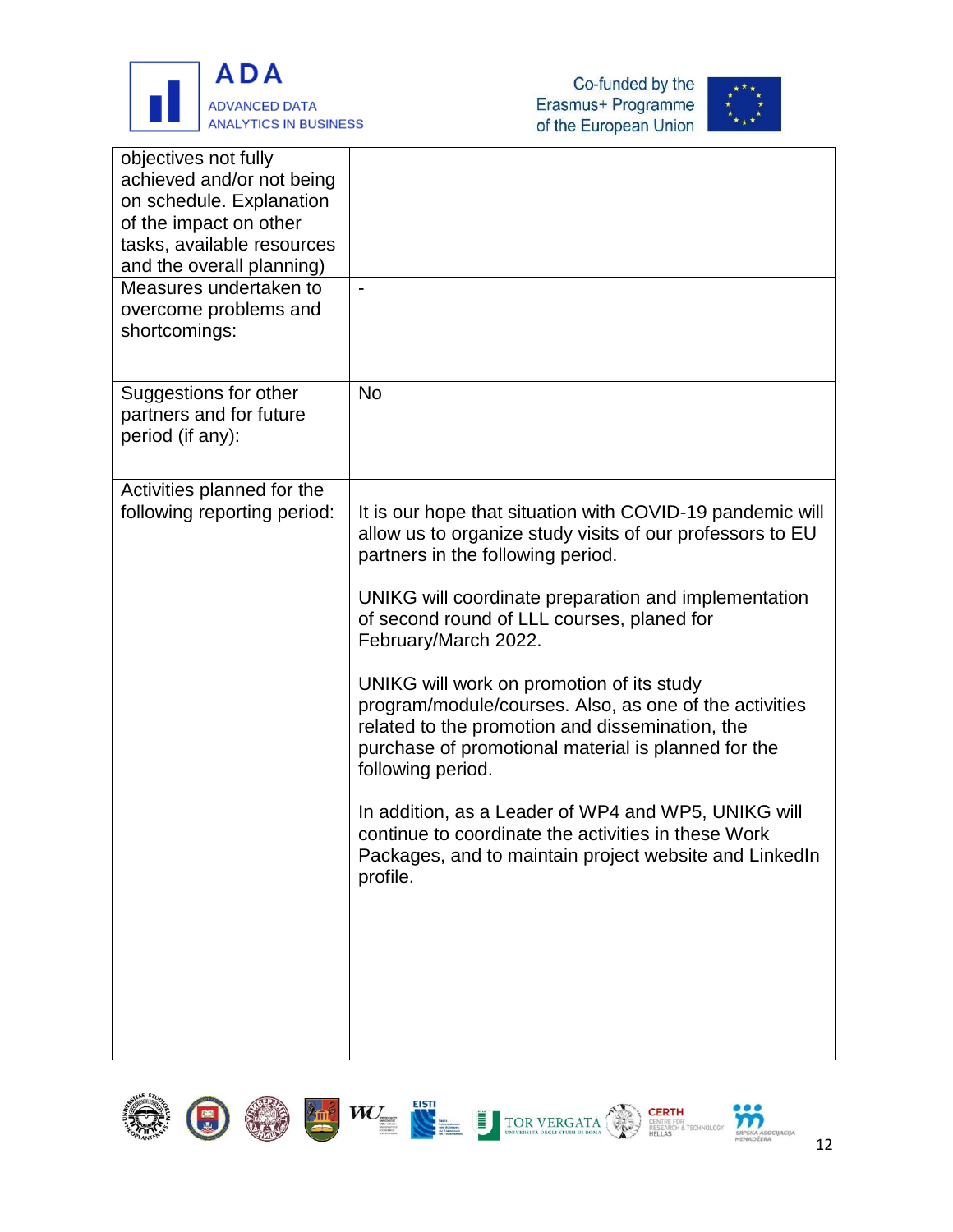| | |
|---|---|
| objectives not fully achieved and/or not being on schedule. Explanation of the impact on other tasks, available resources and the overall planning) | |
| Measures undertaken to overcome problems and shortcomings: | - |
| Suggestions for other partners and for future period (if any): | No |
| Activities planned for the following reporting period: | It is our hope that situation with COVID-19 pandemic will allow us to organize study visits of our professors to EU partners in the following period.<br><br>UNIKG will coordinate preparation and implementation of second round of LLL courses, planed for February/March 2022.<br><br>UNIKG will work on promotion of its study program/module/courses. Also, as one of the activities related to the promotion and dissemination, the purchase of promotional material is planned for the following period.<br><br>In addition, as a Leader of WP4 and WP5, UNIKG will continue to coordinate the activities in these Work Packages, and to maintain project website and LinkedIn profile. |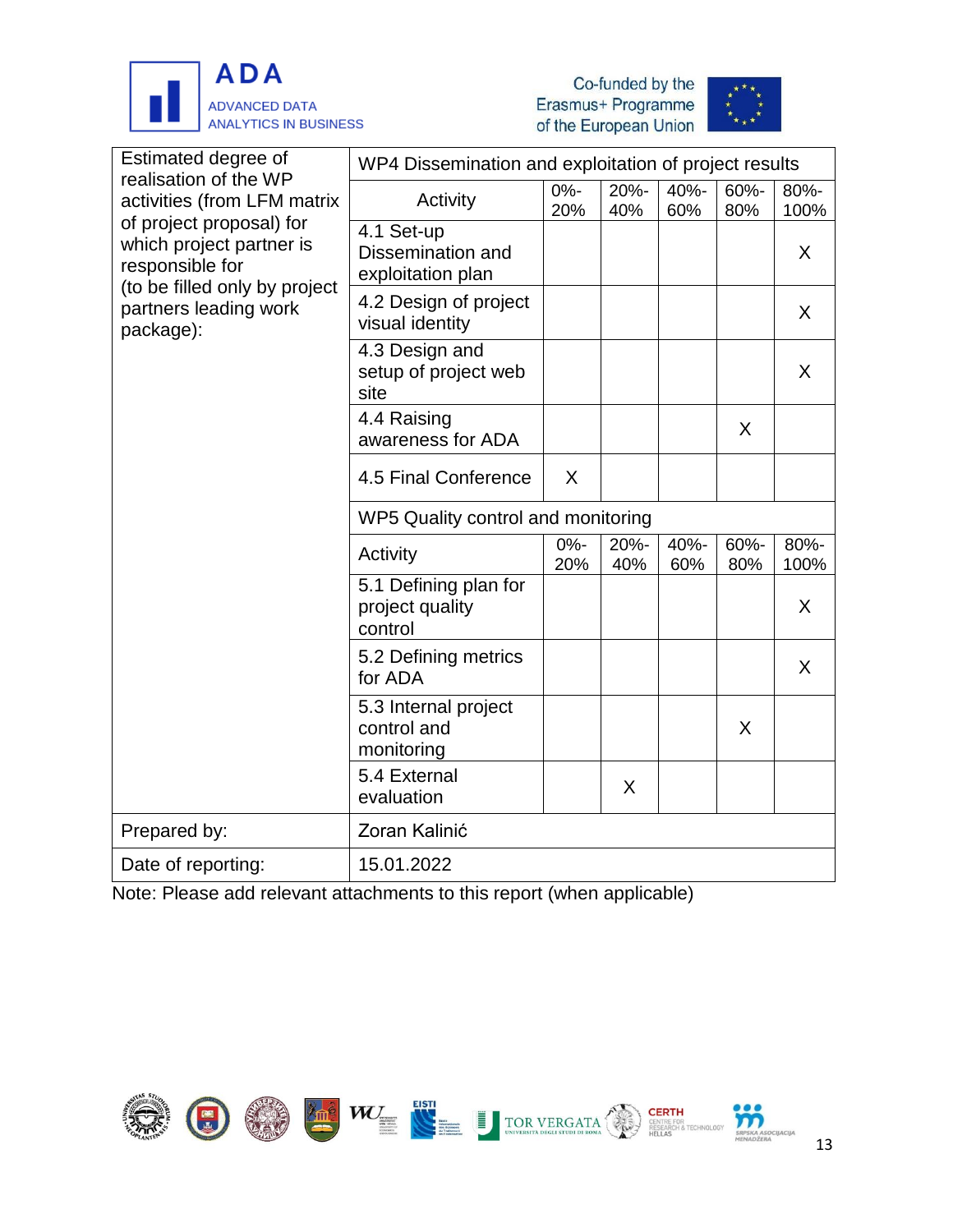| Estimated degree of realisation of the WP activities (from LFM matrix of project proposal) for which project partner is responsible for (to be filled only by project partners leading work package): | WP4 Dissemination and exploitation of project results | | | | | |
|---|---|---|---|---|---|---|
| | Activity | 0%-20% | 20%-40% | 40%-60% | 60%-80% | 80%-100% |
| | 4.1 Set-up Dissemination and exploitation plan | | | | | X |
| | 4.2 Design of project visual identity | | | | | X |
| | 4.3 Design and setup of project web site | | | | | X |
| | 4.4 Raising awareness for ADA | | | | X | |
| | 4.5 Final Conference | X | | | | |
| | WP5 Quality control and monitoring | | | | | |
| | Activity | 0%-20% | 20%-40% | 40%-60% | 60%-80% | 80%-100% |
| | 5.1 Defining plan for project quality control | | | | | X |
| | 5.2 Defining metrics for ADA | | | | | X |
| | 5.3 Internal project control and monitoring | | | | X | |
| | 5.4 External evaluation | | X | | | |
| Prepared by: | Zoran Kalinić | | | | | |
| Date of reporting: | 15.01.2022 | | | | | |

Note: Please add relevant attachments to this report (when applicable)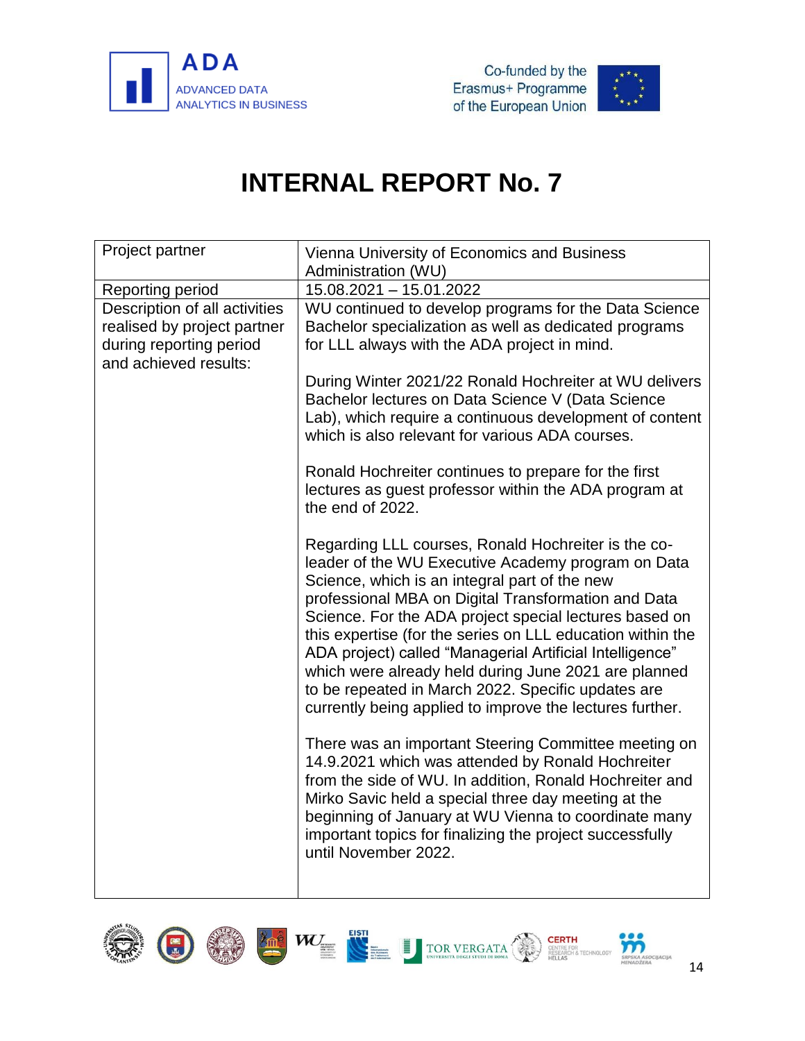# INTERNAL REPORT No. 7

| Project partner | Vienna University of Economics and Business Administration (WU) |
|---|---|
| Reporting period | 15.08.2021 – 15.01.2022 |
| Description of all activities realised by project partner during reporting period and achieved results: | WU continued to develop programs for the Data Science Bachelor specialization as well as dedicated programs for LLL always with the ADA project in mind.<br><br>During Winter 2021/22 Ronald Hochreiter at WU delivers Bachelor lectures on Data Science V (Data Science Lab), which require a continuous development of content which is also relevant for various ADA courses.<br><br>Ronald Hochreiter continues to prepare for the first lectures as guest professor within the ADA program at the end of 2022.<br><br>Regarding LLL courses, Ronald Hochreiter is the co-leader of the WU Executive Academy program on Data Science, which is an integral part of the new professional MBA on Digital Transformation and Data Science. For the ADA project special lectures based on this expertise (for the series on LLL education within the ADA project) called "Managerial Artificial Intelligence" which were already held during June 2021 are planned to be repeated in March 2022. Specific updates are currently being applied to improve the lectures further.<br><br>There was an important Steering Committee meeting on 14.9.2021 which was attended by Ronald Hochreiter from the side of WU. In addition, Ronald Hochreiter and Mirko Savic held a special three day meeting at the beginning of January at WU Vienna to coordinate many important topics for finalizing the project successfully until November 2022. |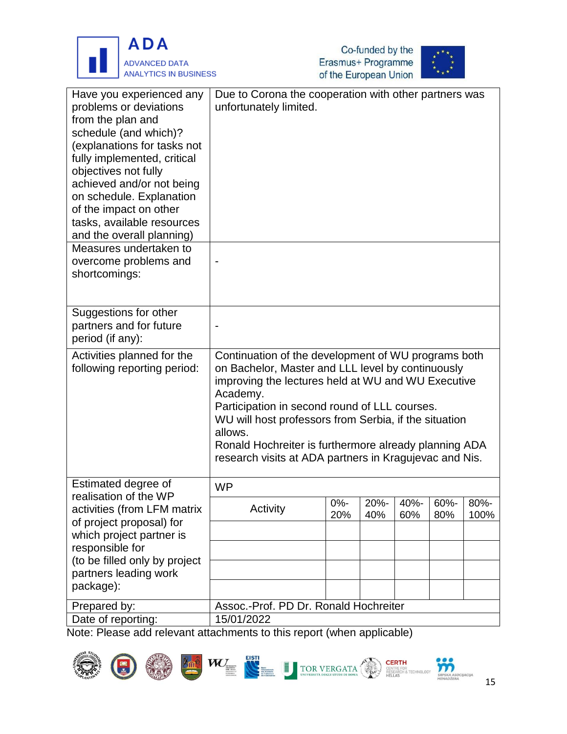| | |
|---|---|
| Have you experienced any problems or deviations from the plan and schedule (and which)? (explanations for tasks not fully implemented, critical objectives not fully achieved and/or not being on schedule. Explanation of the impact on other tasks, available resources and the overall planning) | Due to Corona the cooperation with other partners was unfortunately limited. |
| Measures undertaken to overcome problems and shortcomings: | - |
| Suggestions for other partners and for future period (if any): | - |
| Activities planned for the following reporting period: | Continuation of the development of WU programs both on Bachelor, Master and LLL level by continuously improving the lectures held at WU and WU Executive Academy.<br>Participation in second round of LLL courses.<br>WU will host professors from Serbia, if the situation allows.<br>Ronald Hochreiter is furthermore already planning ADA research visits at ADA partners in Kragujevac and Nis. |
| Estimated degree of realisation of the WP activities (from LFM matrix of project proposal) for which project partner is responsible for (to be filled only by project partners leading work package): | WP |
| Prepared by: | Assoc.-Prof. PD Dr. Ronald Hochreiter |
| Date of reporting: | 15/01/2022 |

| Activity | 0%-20% | 20%-40% | 40%-60% | 60%-80% | 80%-100% |
|---|---|---|---|---|---|
| | | | | | |
| | | | | | |
| | | | | | |
| | | | | | |

Note: Please add relevant attachments to this report (when applicable)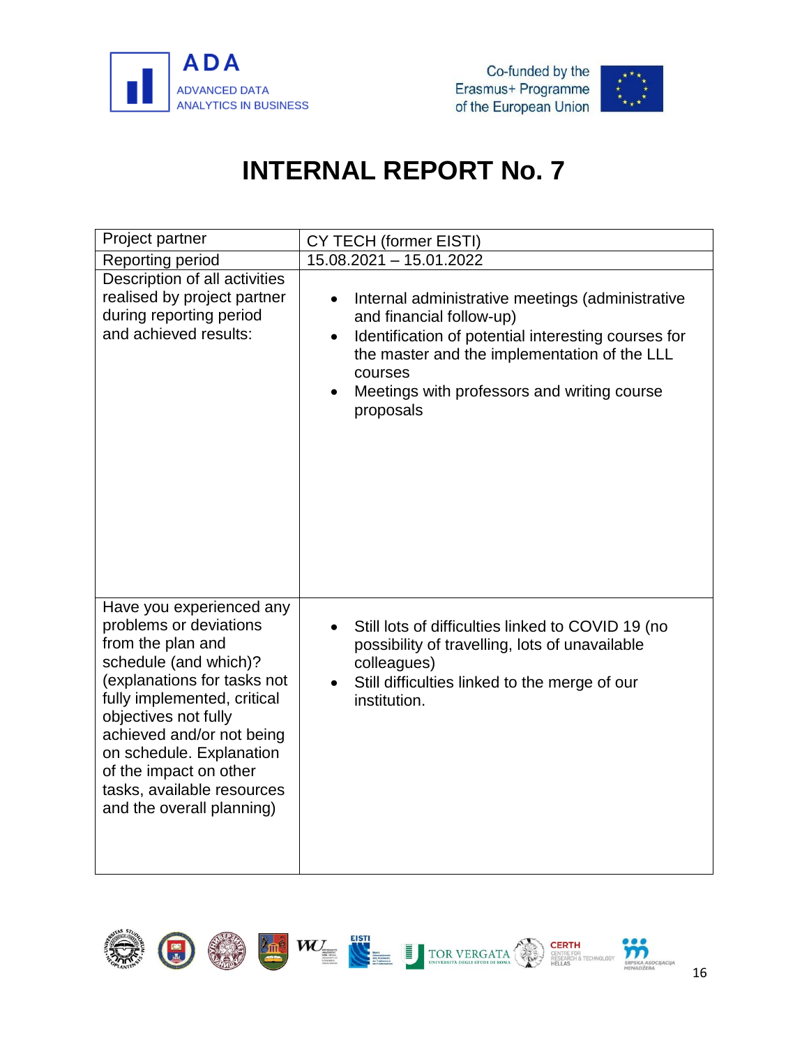# INTERNAL REPORT No. 7

| Project partner | CY TECH (former EISTI) |
|---|---|
| Reporting period | 15.08.2021 – 15.01.2022 |
| Description of all activities realised by project partner during reporting period and achieved results: | • Internal administrative meetings (administrative and financial follow-up)<br>• Identification of potential interesting courses for the master and the implementation of the LLL courses<br>• Meetings with professors and writing course proposals |
| Have you experienced any problems or deviations from the plan and schedule (and which)? (explanations for tasks not fully implemented, critical objectives not fully achieved and/or not being on schedule. Explanation of the impact on other tasks, available resources and the overall planning) | • Still lots of difficulties linked to COVID 19 (no possibility of travelling, lots of unavailable colleagues)<br>• Still difficulties linked to the merge of our institution. |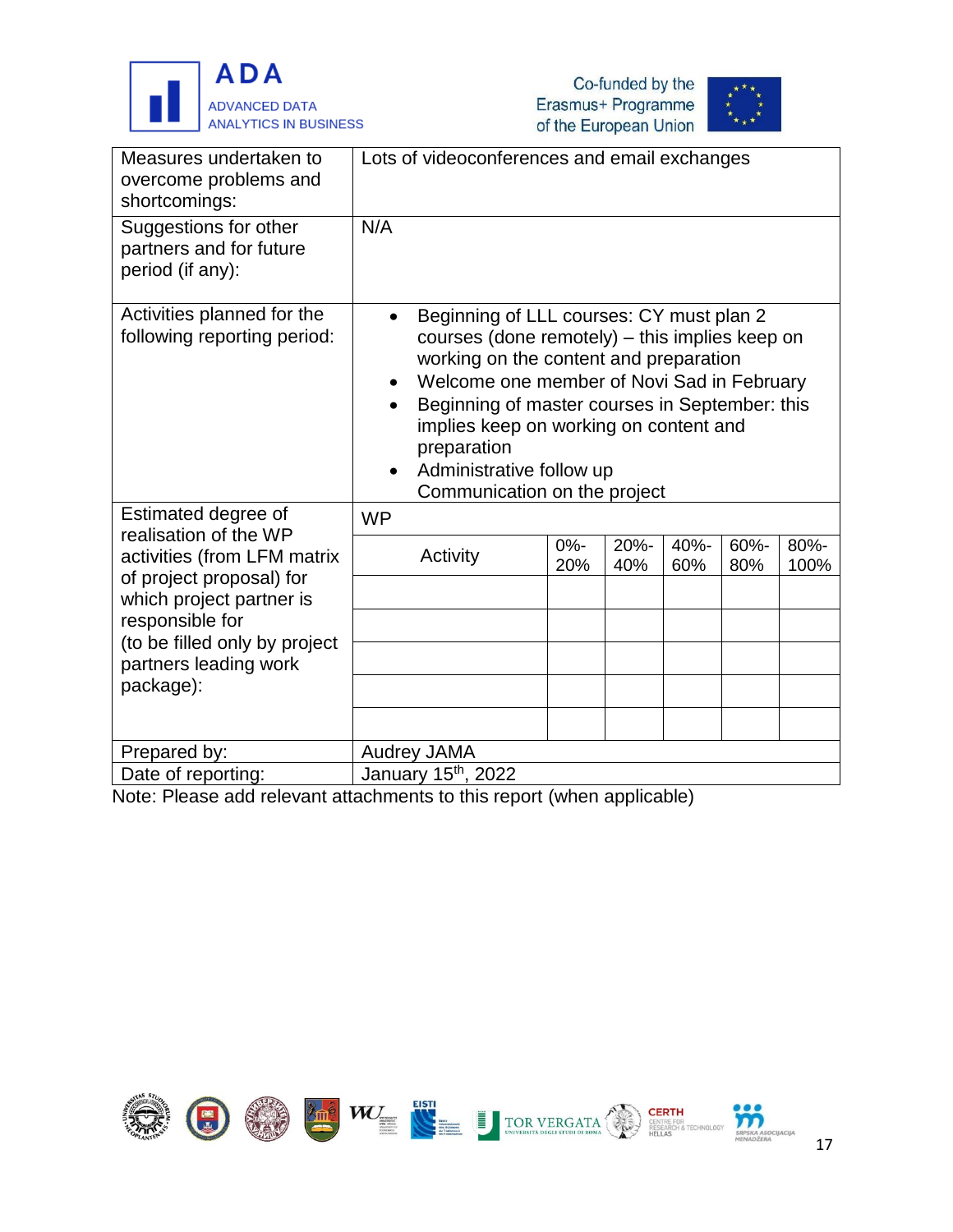| | |
|---|---|
| Measures undertaken to overcome problems and shortcomings: | Lots of videoconferences and email exchanges |
| Suggestions for other partners and for future period (if any): | N/A |
| Activities planned for the following reporting period: | • Beginning of LLL courses: CY must plan 2 courses (done remotely) – this implies keep on working on the content and preparation<br>• Welcome one member of Novi Sad in February<br>• Beginning of master courses in September: this implies keep on working on content and preparation<br>• Administrative follow up<br>Communication on the project |
| Estimated degree of realisation of the WP activities (from LFM matrix of project proposal) for which project partner is responsible for<br>(to be filled only by project partners leading work package): | WP |
| Prepared by: | Audrey JAMA |
| Date of reporting: | January 15th, 2022 |

| Activity | 0%-20% | 20%-40% | 40%-60% | 60%-80% | 80%-100% |
|---|---|---|---|---|---|
| | | | | | |
| | | | | | |
| | | | | | |
| | | | | | |
| | | | | | |

Note: Please add relevant attachments to this report (when applicable)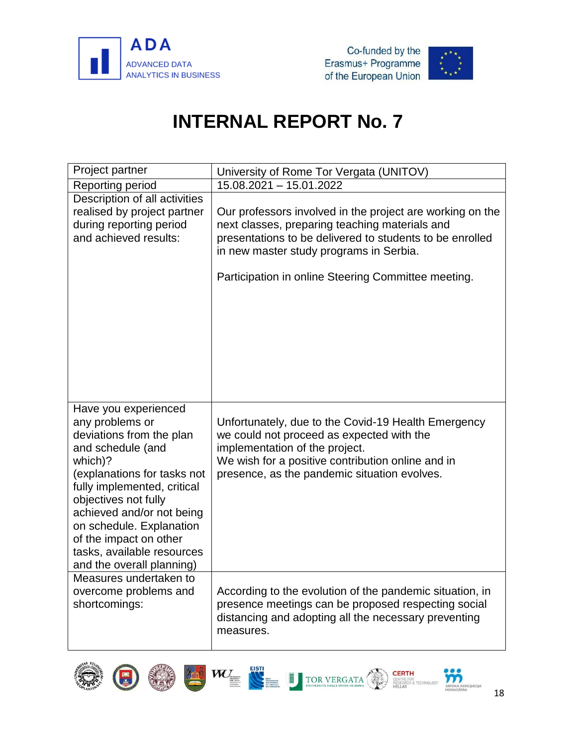# INTERNAL REPORT No. 7

| Project partner | University of Rome Tor Vergata (UNITOV) |
|---|---|
| Reporting period | 15.08.2021 – 15.01.2022 |
| Description of all activities realised by project partner during reporting period and achieved results: | Our professors involved in the project are working on the next classes, preparing teaching materials and presentations to be delivered to students to be enrolled in new master study programs in Serbia.<br><br>Participation in online Steering Committee meeting. |
| Have you experienced any problems or deviations from the plan and schedule (and which)?<br>(explanations for tasks not fully implemented, critical objectives not fully achieved and/or not being on schedule. Explanation of the impact on other tasks, available resources and the overall planning) | Unfortunately, due to the Covid-19 Health Emergency we could not proceed as expected with the implementation of the project.<br>We wish for a positive contribution online and in presence, as the pandemic situation evolves. |
| Measures undertaken to overcome problems and shortcomings: | According to the evolution of the pandemic situation, in presence meetings can be proposed respecting social distancing and adopting all the necessary preventing measures. |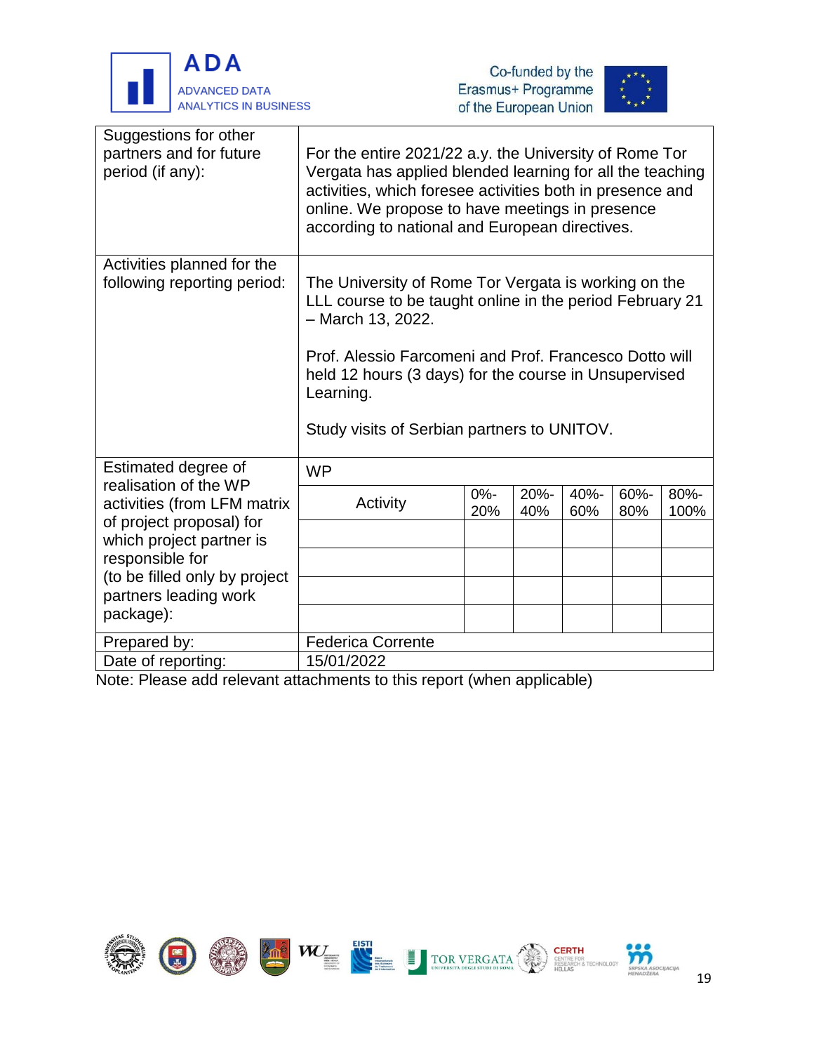| | |
|---|---|
| Suggestions for other partners and for future period (if any): | For the entire 2021/22 a.y. the University of Rome Tor Vergata has applied blended learning for all the teaching activities, which foresee activities both in presence and online. We propose to have meetings in presence according to national and European directives. |
| Activities planned for the following reporting period: | The University of Rome Tor Vergata is working on the LLL course to be taught online in the period February 21 – March 13, 2022.<br><br>Prof. Alessio Farcomeni and Prof. Francesco Dotto will held 12 hours (3 days) for the course in Unsupervised Learning.<br><br>Study visits of Serbian partners to UNITOV. |

**Estimated degree of realisation of the WP activities (from LFM matrix of project proposal) for which project partner is responsible for (to be filled only by project partners leading work package):**

WP

| Activity | 0%-20% | 20%-40% | 40%-60% | 60%-80% | 80%-100% |
|---|---|---|---|---|---|
| | | | | | |
| | | | | | |
| | | | | | |
| | | | | | |

| | |
|---|---|
| Prepared by: | Federica Corrente |
| Date of reporting: | 15/01/2022 |

Note: Please add relevant attachments to this report (when applicable)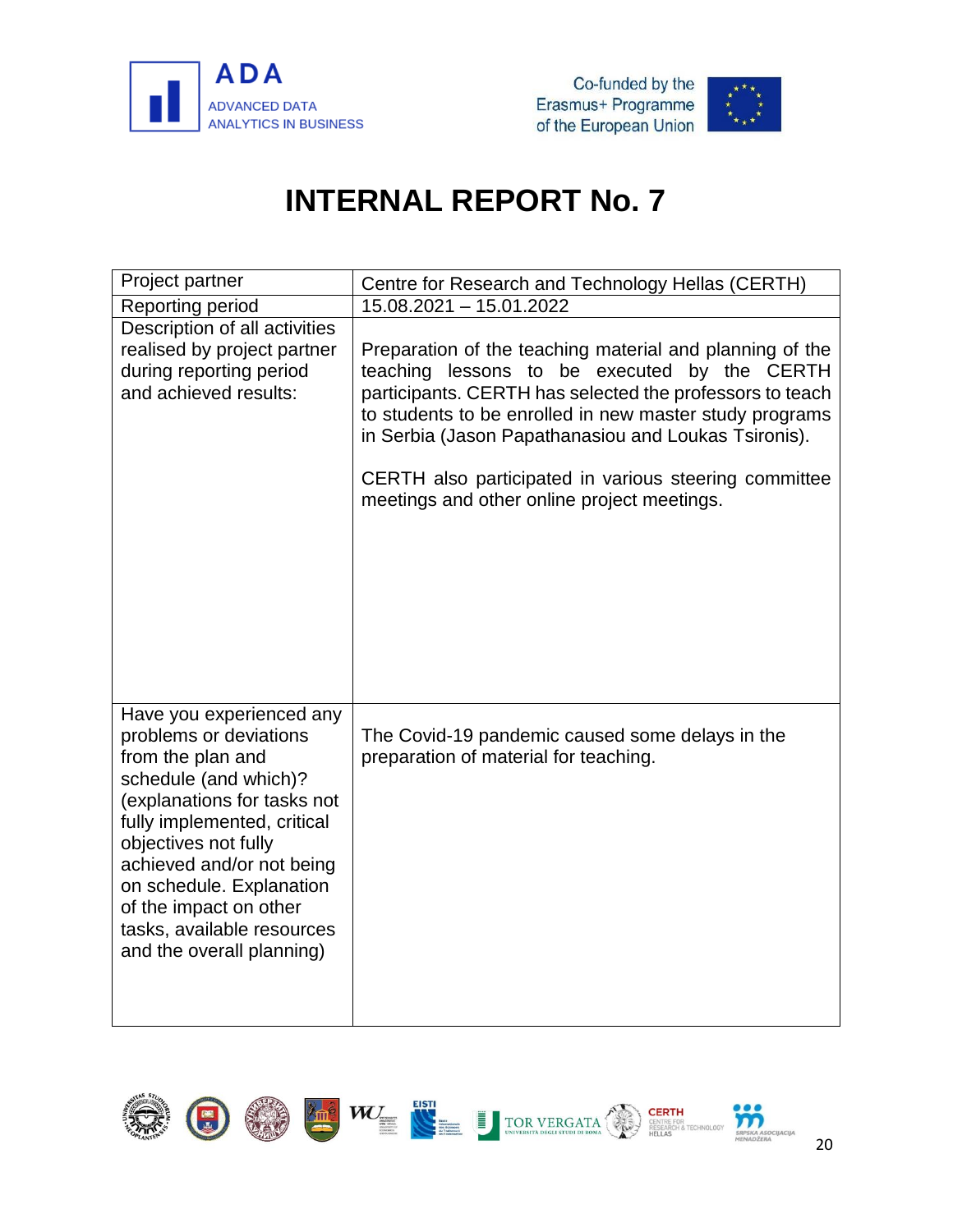# INTERNAL REPORT No. 7

| Project partner | Centre for Research and Technology Hellas (CERTH) |
|---|---|
| Reporting period | 15.08.2021 – 15.01.2022 |
| Description of all activities realised by project partner during reporting period and achieved results: | Preparation of the teaching material and planning of the teaching lessons to be executed by the CERTH participants. CERTH has selected the professors to teach to students to be enrolled in new master study programs in Serbia (Jason Papathanasiou and Loukas Tsironis).<br><br>CERTH also participated in various steering committee meetings and other online project meetings. |
| Have you experienced any problems or deviations from the plan and schedule (and which)? (explanations for tasks not fully implemented, critical objectives not fully achieved and/or not being on schedule. Explanation of the impact on other tasks, available resources and the overall planning) | The Covid-19 pandemic caused some delays in the preparation of material for teaching. |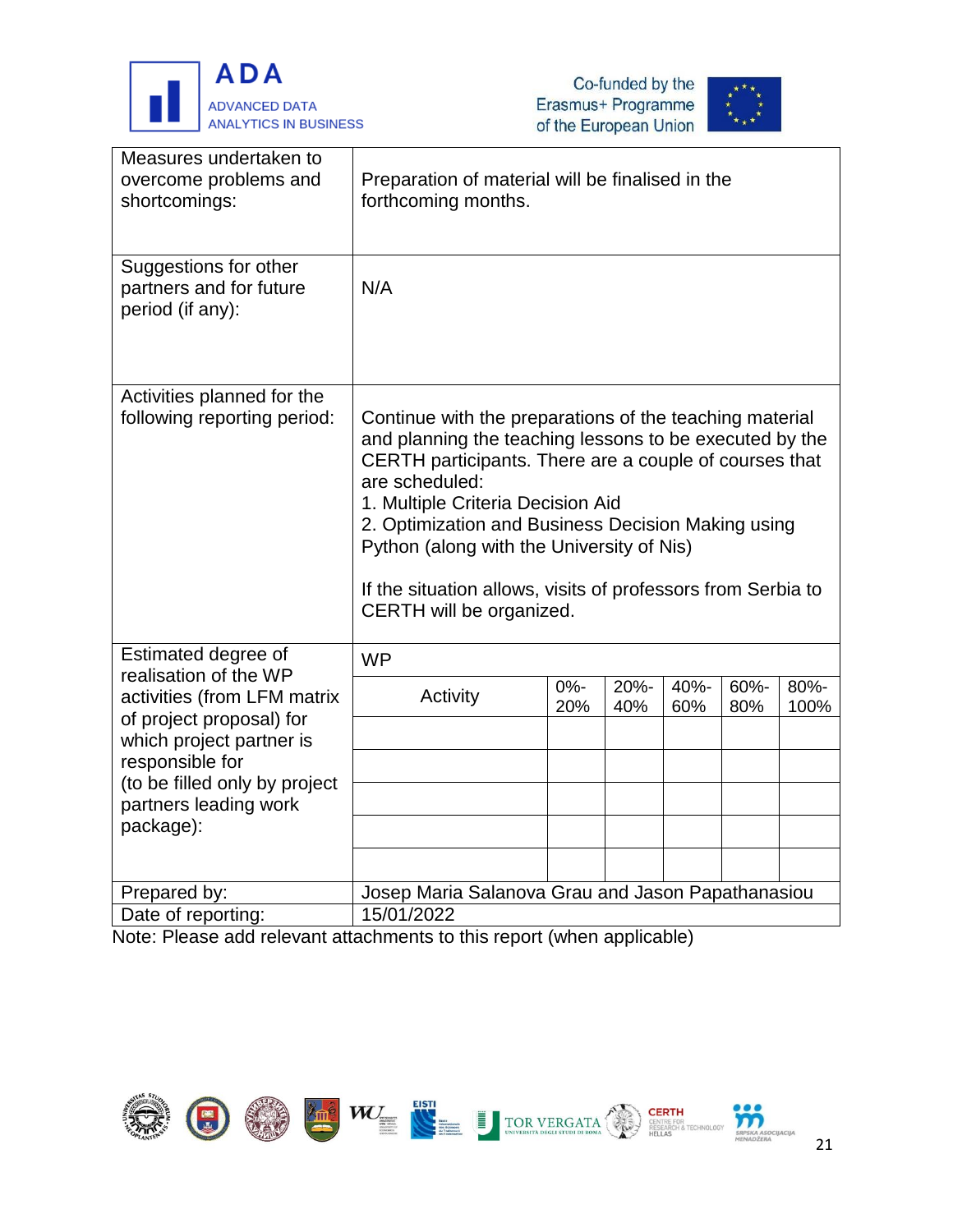| | |
|---|---|
| Measures undertaken to overcome problems and shortcomings: | Preparation of material will be finalised in the forthcoming months. |
| Suggestions for other partners and for future period (if any): | N/A |
| Activities planned for the following reporting period: | Continue with the preparations of the teaching material and planning the teaching lessons to be executed by the CERTH participants. There are a couple of courses that are scheduled:<br>1. Multiple Criteria Decision Aid<br>2. Optimization and Business Decision Making using Python (along with the University of Nis)<br><br>If the situation allows, visits of professors from Serbia to CERTH will be organized. |

Estimated degree of realisation of the WP activities (from LFM matrix of project proposal) for which project partner is responsible for (to be filled only by project partners leading work package):

| WP | | | | | |
|---|---|---|---|---|---|
| Activity | 0%-20% | 20%-40% | 40%-60% | 60%-80% | 80%-100% |
| | | | | | |
| | | | | | |
| | | | | | |
| | | | | | |
| | | | | | |

| | |
|---|---|
| Prepared by: | Josep Maria Salanova Grau and Jason Papathanasiou |
| Date of reporting: | 15/01/2022 |

Note: Please add relevant attachments to this report (when applicable)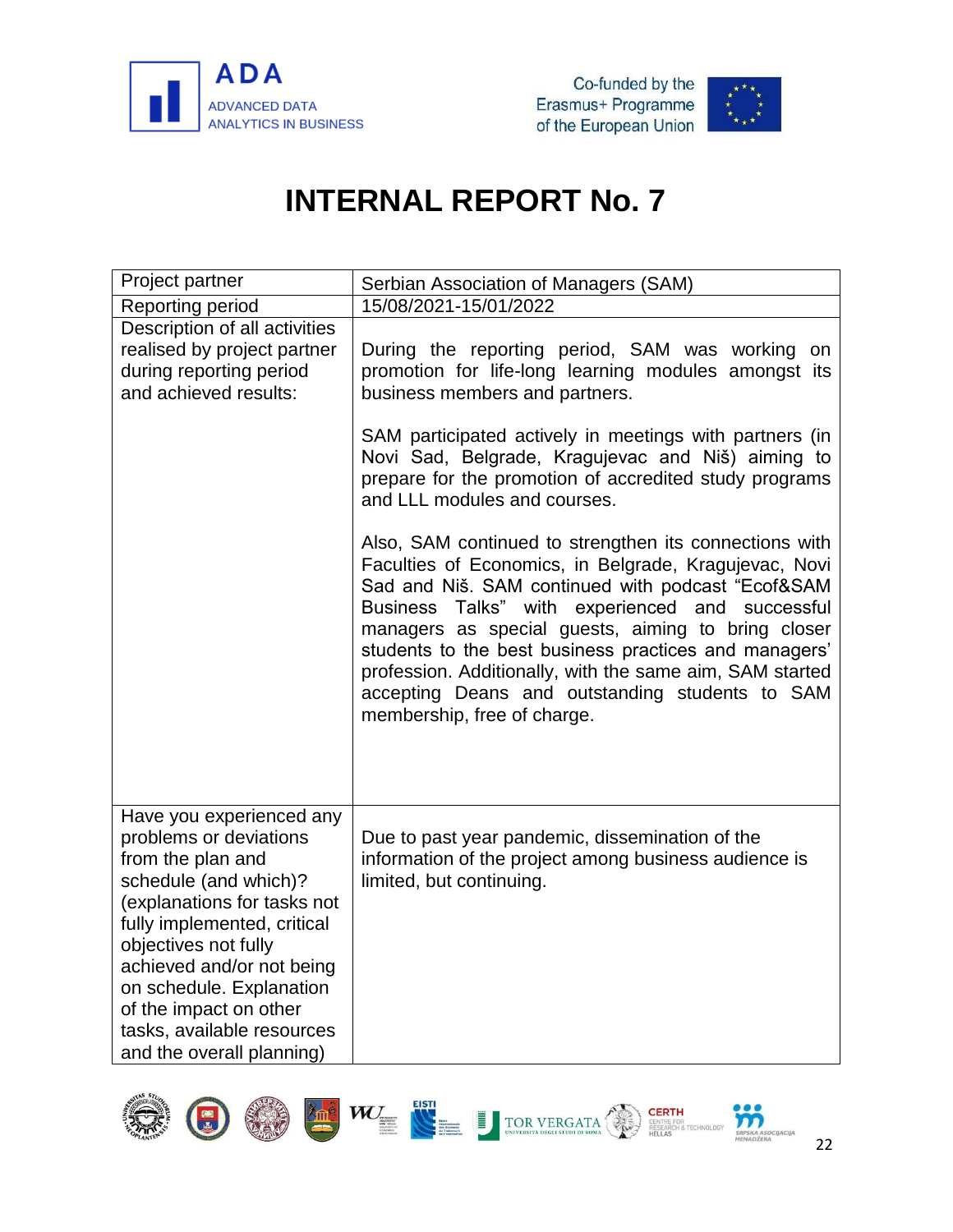# INTERNAL REPORT No. 7

| Project partner | Serbian Association of Managers (SAM) |
|---|---|
| Reporting period | 15/08/2021-15/01/2022 |
| Description of all activities realised by project partner during reporting period and achieved results: | During the reporting period, SAM was working on promotion for life-long learning modules amongst its business members and partners.<br><br>SAM participated actively in meetings with partners (in Novi Sad, Belgrade, Kragujevac and Niš) aiming to prepare for the promotion of accredited study programs and LLL modules and courses.<br><br>Also, SAM continued to strengthen its connections with Faculties of Economics, in Belgrade, Kragujevac, Novi Sad and Niš. SAM continued with podcast "Ecof&SAM Business Talks" with experienced and successful managers as special guests, aiming to bring closer students to the best business practices and managers' profession. Additionally, with the same aim, SAM started accepting Deans and outstanding students to SAM membership, free of charge. |
| Have you experienced any problems or deviations from the plan and schedule (and which)? (explanations for tasks not fully implemented, critical objectives not fully achieved and/or not being on schedule. Explanation of the impact on other tasks, available resources and the overall planning) | Due to past year pandemic, dissemination of the information of the project among business audience is limited, but continuing. |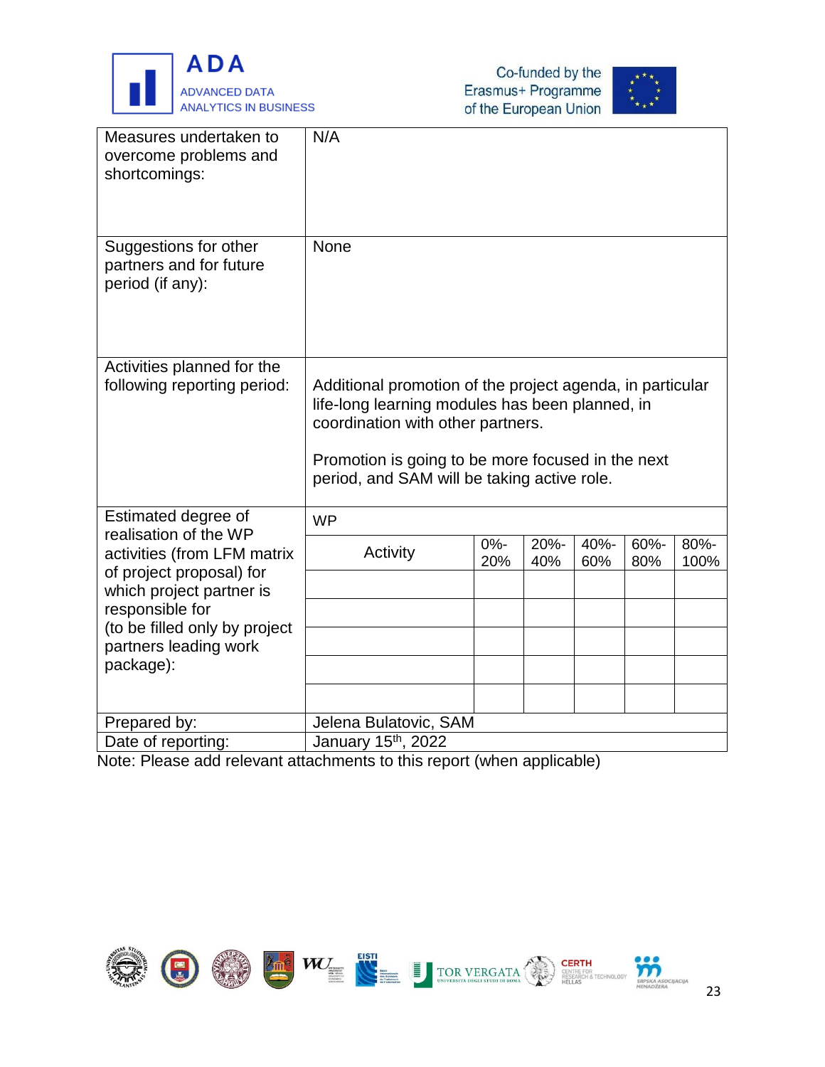| | | | | | | |
|---|---|---|---|---|---|---|
| Measures undertaken to overcome problems and shortcomings: | N/A | | | | | |
| Suggestions for other partners and for future period (if any): | None | | | | | |
| Activities planned for the following reporting period: | Additional promotion of the project agenda, in particular life-long learning modules has been planned, in coordination with other partners.<br><br>Promotion is going to be more focused in the next period, and SAM will be taking active role. | | | | | |
| Estimated degree of realisation of the WP activities (from LFM matrix of project proposal) for which project partner is responsible for (to be filled only by project partners leading work package): | WP | | | | | |
| | Activity | 0%-20% | 20%-40% | 40%-60% | 60%-80% | 80%-100% |
| | | | | | | |
| | | | | | | |
| | | | | | | |
| | | | | | | |
| | | | | | | |
| Prepared by: | Jelena Bulatovic, SAM | | | | | |
| Date of reporting: | January 15th, 2022 | | | | | |

Note: Please add relevant attachments to this report (when applicable)